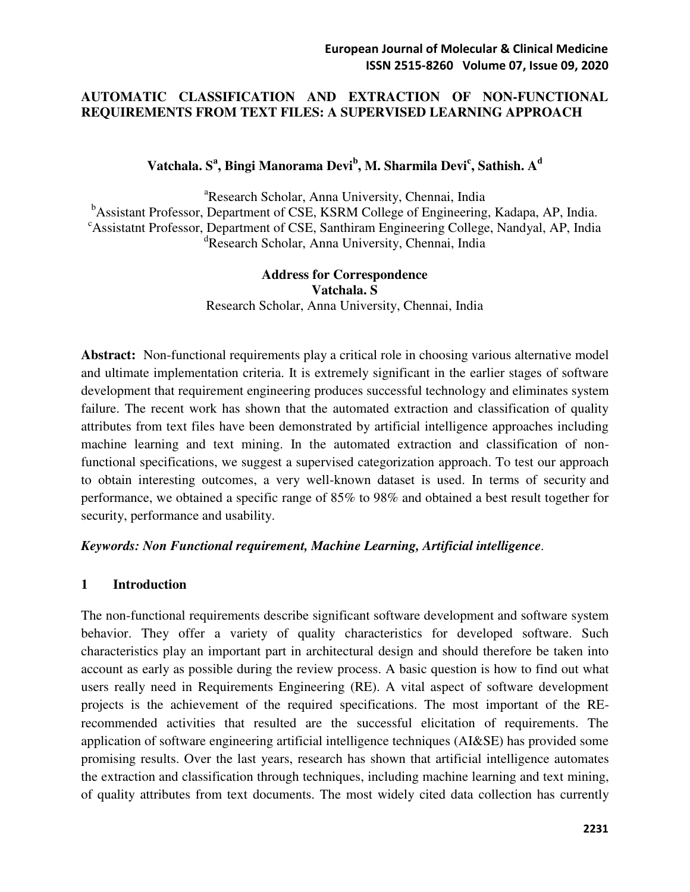# AUTOMATIC CLASSIFICATION AND EXTRACTION OF NON-FUNCTIONAL REQUIREMENTS FROM TEXT FILES: A SUPERVISED LEARNING APPROACH

**Vatchala. S[a], Bingi Manorama Devi[b], M. Sharmila Devi[c], Sathish. A[d]**

[a]Research Scholar, Anna University, Chennai, India
[b]Assistant Professor, Department of CSE, KSRM College of Engineering, Kadapa, AP, India.
[c]Assistatnt Professor, Department of CSE, Santhiram Engineering College, Nandyal, AP, India
[d]Research Scholar, Anna University, Chennai, India

**Address for Correspondence**
**Vatchala. S**
Research Scholar, Anna University, Chennai, India

**Abstract:** Non-functional requirements play a critical role in choosing various alternative model and ultimate implementation criteria. It is extremely significant in the earlier stages of software development that requirement engineering produces successful technology and eliminates system failure. The recent work has shown that the automated extraction and classification of quality attributes from text files have been demonstrated by artificial intelligence approaches including machine learning and text mining. In the automated extraction and classification of non-functional specifications, we suggest a supervised categorization approach. To test our approach to obtain interesting outcomes, a very well-known dataset is used. In terms of security and performance, we obtained a specific range of 85% to 98% and obtained a best result together for security, performance and usability.

***Keywords: Non Functional requirement, Machine Learning, Artificial intelligence***.

## 1 Introduction

The non-functional requirements describe significant software development and software system behavior. They offer a variety of quality characteristics for developed software. Such characteristics play an important part in architectural design and should therefore be taken into account as early as possible during the review process. A basic question is how to find out what users really need in Requirements Engineering (RE). A vital aspect of software development projects is the achievement of the required specifications. The most important of the RE-recommended activities that resulted are the successful elicitation of requirements. The application of software engineering artificial intelligence techniques (AI&SE) has provided some promising results. Over the last years, research has shown that artificial intelligence automates the extraction and classification through techniques, including machine learning and text mining, of quality attributes from text documents. The most widely cited data collection has currently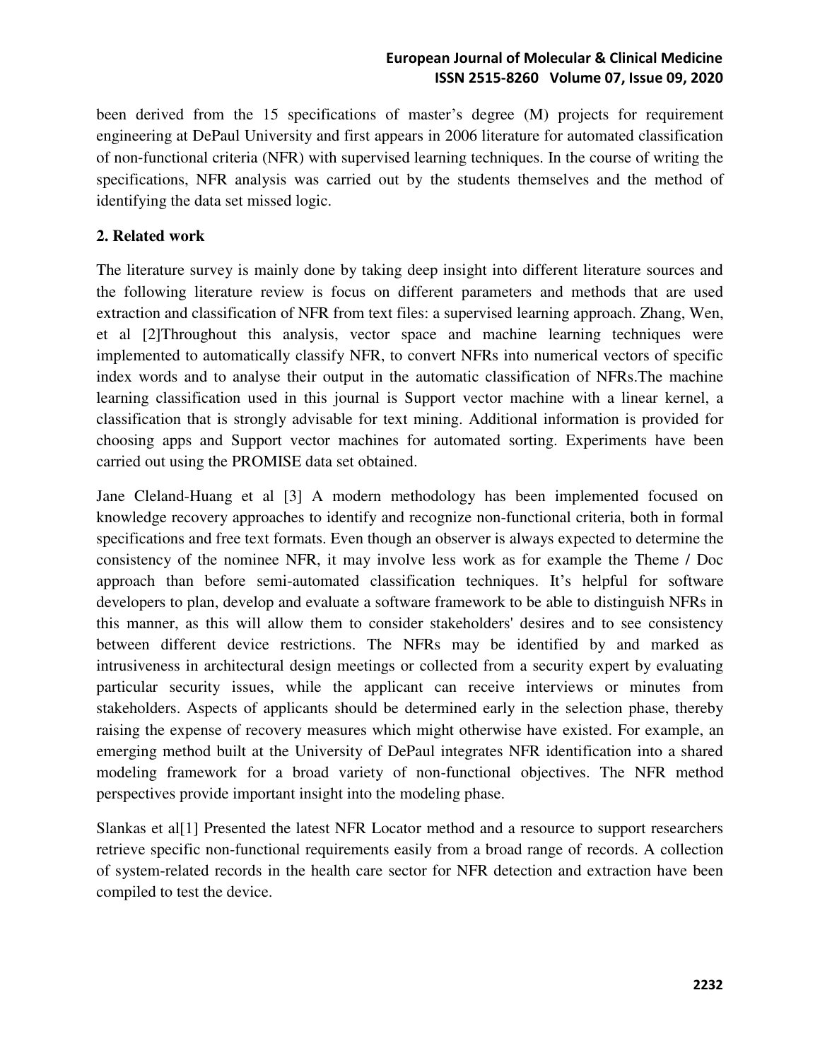been derived from the 15 specifications of master's degree (M) projects for requirement engineering at DePaul University and first appears in 2006 literature for automated classification of non-functional criteria (NFR) with supervised learning techniques. In the course of writing the specifications, NFR analysis was carried out by the students themselves and the method of identifying the data set missed logic.

## 2. Related work

The literature survey is mainly done by taking deep insight into different literature sources and the following literature review is focus on different parameters and methods that are used extraction and classification of NFR from text files: a supervised learning approach. Zhang, Wen, et al [2]Throughout this analysis, vector space and machine learning techniques were implemented to automatically classify NFR, to convert NFRs into numerical vectors of specific index words and to analyse their output in the automatic classification of NFRs.The machine learning classification used in this journal is Support vector machine with a linear kernel, a classification that is strongly advisable for text mining. Additional information is provided for choosing apps and Support vector machines for automated sorting. Experiments have been carried out using the PROMISE data set obtained.

Jane Cleland-Huang et al [3] A modern methodology has been implemented focused on knowledge recovery approaches to identify and recognize non-functional criteria, both in formal specifications and free text formats. Even though an observer is always expected to determine the consistency of the nominee NFR, it may involve less work as for example the Theme / Doc approach than before semi-automated classification techniques. It's helpful for software developers to plan, develop and evaluate a software framework to be able to distinguish NFRs in this manner, as this will allow them to consider stakeholders' desires and to see consistency between different device restrictions. The NFRs may be identified by and marked as intrusiveness in architectural design meetings or collected from a security expert by evaluating particular security issues, while the applicant can receive interviews or minutes from stakeholders. Aspects of applicants should be determined early in the selection phase, thereby raising the expense of recovery measures which might otherwise have existed. For example, an emerging method built at the University of DePaul integrates NFR identification into a shared modeling framework for a broad variety of non-functional objectives. The NFR method perspectives provide important insight into the modeling phase.

Slankas et al[1] Presented the latest NFR Locator method and a resource to support researchers retrieve specific non-functional requirements easily from a broad range of records. A collection of system-related records in the health care sector for NFR detection and extraction have been compiled to test the device.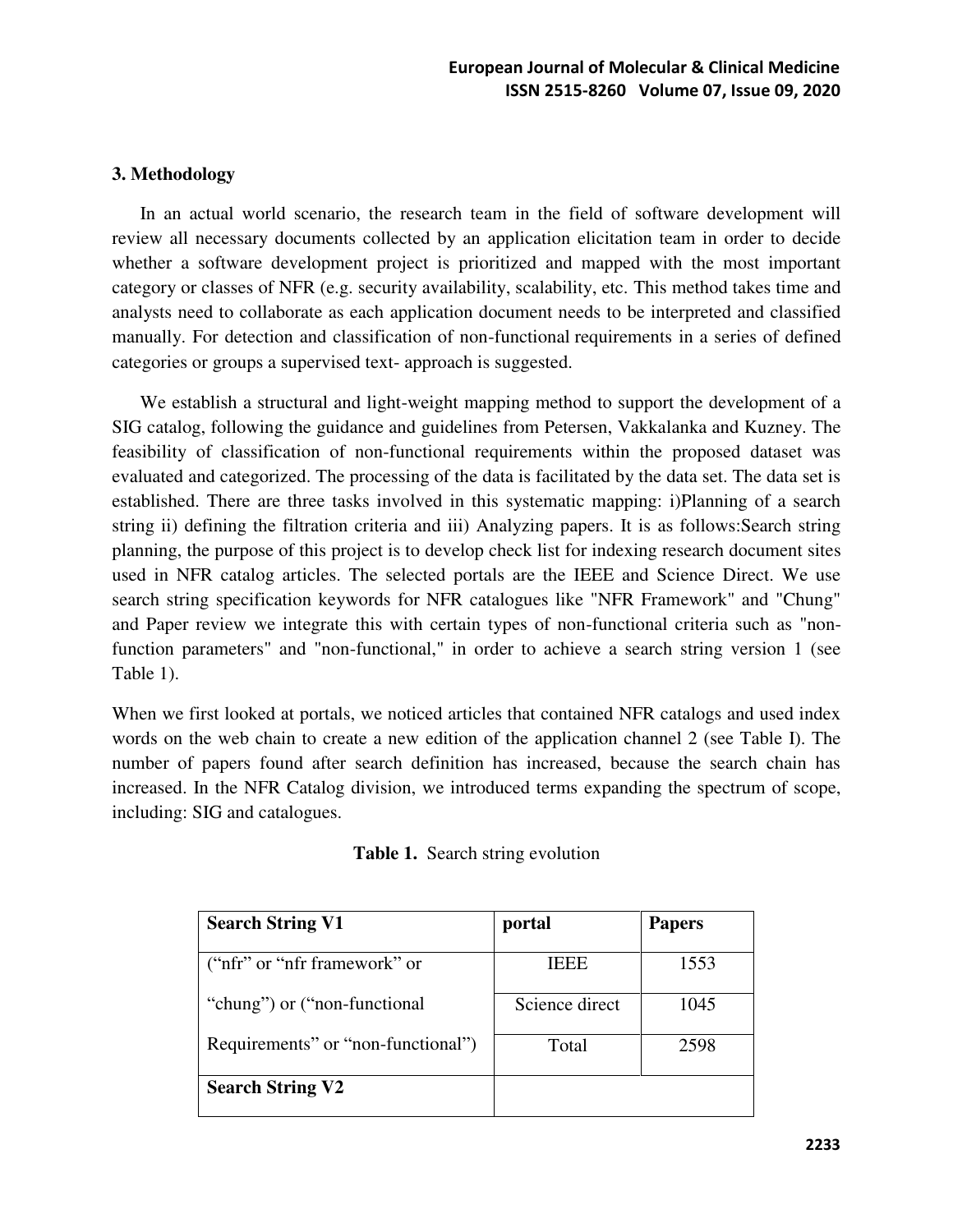## 3. Methodology

In an actual world scenario, the research team in the field of software development will review all necessary documents collected by an application elicitation team in order to decide whether a software development project is prioritized and mapped with the most important category or classes of NFR (e.g. security availability, scalability, etc. This method takes time and analysts need to collaborate as each application document needs to be interpreted and classified manually. For detection and classification of non-functional requirements in a series of defined categories or groups a supervised text- approach is suggested.

We establish a structural and light-weight mapping method to support the development of a SIG catalog, following the guidance and guidelines from Petersen, Vakkalanka and Kuzney. The feasibility of classification of non-functional requirements within the proposed dataset was evaluated and categorized. The processing of the data is facilitated by the data set. The data set is established. There are three tasks involved in this systematic mapping: i)Planning of a search string ii) defining the filtration criteria and iii) Analyzing papers. It is as follows:Search string planning, the purpose of this project is to develop check list for indexing research document sites used in NFR catalog articles. The selected portals are the IEEE and Science Direct. We use search string specification keywords for NFR catalogues like "NFR Framework" and "Chung" and Paper review we integrate this with certain types of non-functional criteria such as "non-function parameters" and "non-functional," in order to achieve a search string version 1 (see Table 1).

When we first looked at portals, we noticed articles that contained NFR catalogs and used index words on the web chain to create a new edition of the application channel 2 (see Table I). The number of papers found after search definition has increased, because the search chain has increased. In the NFR Catalog division, we introduced terms expanding the spectrum of scope, including: SIG and catalogues.

**Table 1.** Search string evolution

| **Search String V1** | **portal** | **Papers** |
|---|---|---|
| (“nfr” or “nfr framework” or “chung”) or (“non-functional Requirements” or “non-functional”) | IEEE | 1553 |
| | Science direct | 1045 |
| | Total | 2598 |
| **Search String V2** | | |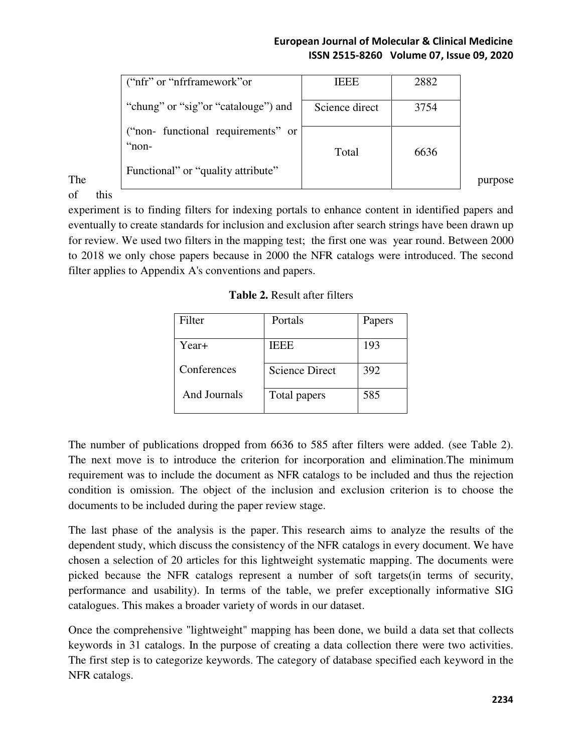| ("nfr" or "nfrframework"or "chung" or "sig"or "catalouge") and ("non- functional requirements" or "non- Functional" or "quality attribute" | IEEE | 2882 |
|---|---|---|
| | Science direct | 3754 |
| | Total | 6636 |

The purpose of this experiment is to finding filters for indexing portals to enhance content in identified papers and eventually to create standards for inclusion and exclusion after search strings have been drawn up for review. We used two filters in the mapping test; the first one was year round. Between 2000 to 2018 we only chose papers because in 2000 the NFR catalogs were introduced. The second filter applies to Appendix A's conventions and papers.

**Table 2.** Result after filters

| Filter | Portals | Papers |
|---|---|---|
| Year+ Conferences And Journals | IEEE | 193 |
| | Science Direct | 392 |
| | Total papers | 585 |

The number of publications dropped from 6636 to 585 after filters were added. (see Table 2). The next move is to introduce the criterion for incorporation and elimination.The minimum requirement was to include the document as NFR catalogs to be included and thus the rejection condition is omission. The object of the inclusion and exclusion criterion is to choose the documents to be included during the paper review stage.

The last phase of the analysis is the paper. This research aims to analyze the results of the dependent study, which discuss the consistency of the NFR catalogs in every document. We have chosen a selection of 20 articles for this lightweight systematic mapping. The documents were picked because the NFR catalogs represent a number of soft targets(in terms of security, performance and usability). In terms of the table, we prefer exceptionally informative SIG catalogues. This makes a broader variety of words in our dataset.

Once the comprehensive "lightweight" mapping has been done, we build a data set that collects keywords in 31 catalogs. In the purpose of creating a data collection there were two activities. The first step is to categorize keywords. The category of database specified each keyword in the NFR catalogs.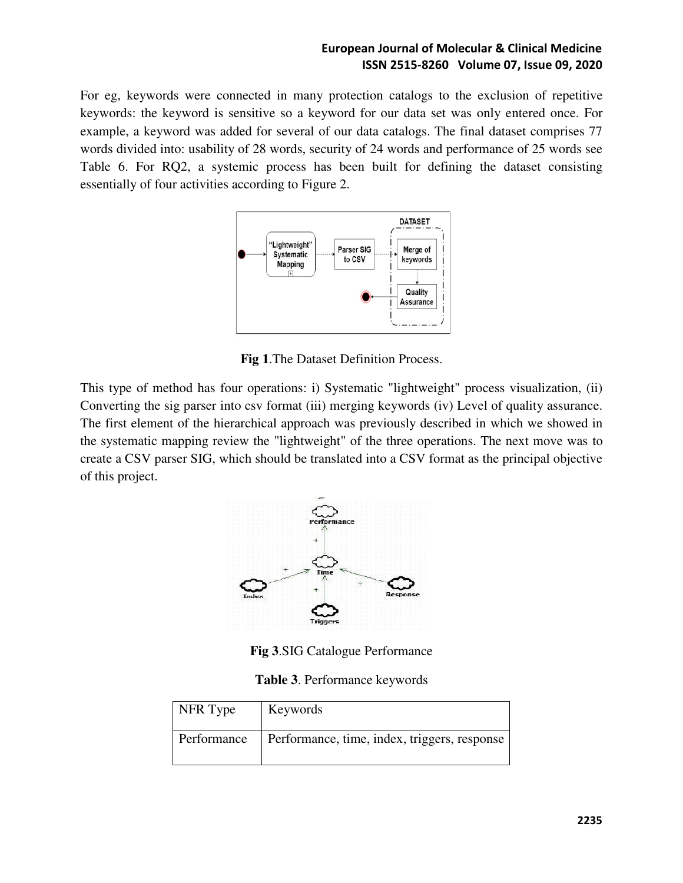For eg, keywords were connected in many protection catalogs to the exclusion of repetitive keywords: the keyword is sensitive so a keyword for our data set was only entered once. For example, a keyword was added for several of our data catalogs. The final dataset comprises 77 words divided into: usability of 28 words, security of 24 words and performance of 25 words see Table 6. For RQ2, a systemic process has been built for defining the dataset consisting essentially of four activities according to Figure 2.

**Fig 1**.The Dataset Definition Process.

This type of method has four operations: i) Systematic "lightweight" process visualization, (ii) Converting the sig parser into csv format (iii) merging keywords (iv) Level of quality assurance. The first element of the hierarchical approach was previously described in which we showed in the systematic mapping review the "lightweight" of the three operations. The next move was to create a CSV parser SIG, which should be translated into a CSV format as the principal objective of this project.

**Fig 3**.SIG Catalogue Performance

**Table 3**. Performance keywords

| NFR Type | Keywords |
|---|---|
| Performance | Performance, time, index, triggers, response |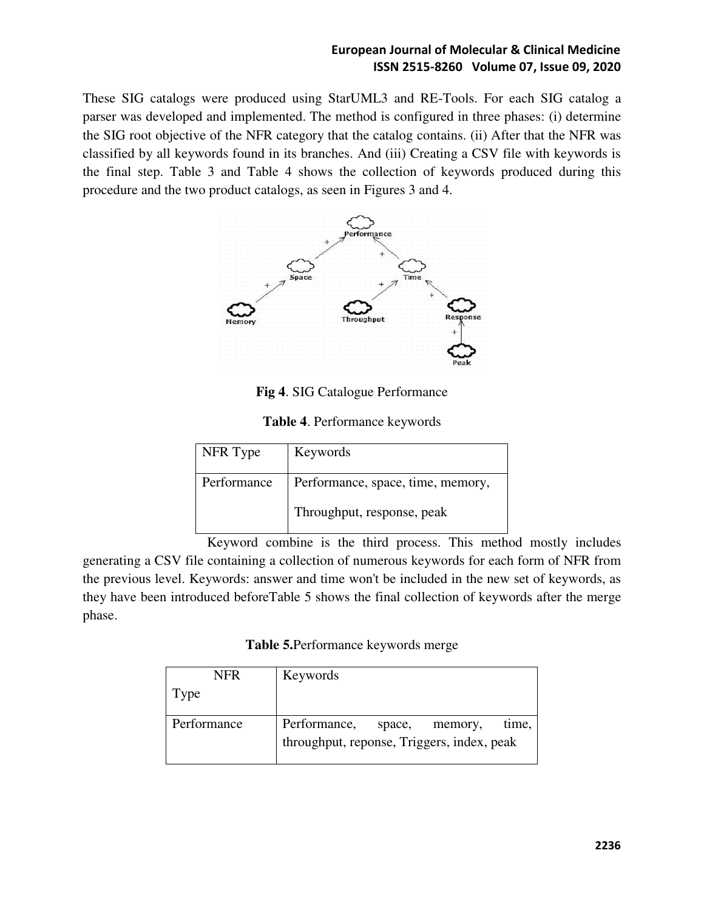These SIG catalogs were produced using StarUML3 and RE-Tools. For each SIG catalog a parser was developed and implemented. The method is configured in three phases: (i) determine the SIG root objective of the NFR category that the catalog contains. (ii) After that the NFR was classified by all keywords found in its branches. And (iii) Creating a CSV file with keywords is the final step. Table 3 and Table 4 shows the collection of keywords produced during this procedure and the two product catalogs, as seen in Figures 3 and 4.

**Fig 4**. SIG Catalogue Performance

**Table 4**. Performance keywords

| NFR Type | Keywords |
| --- | --- |
| Performance | Performance, space, time, memory, Throughput, response, peak |

Keyword combine is the third process. This method mostly includes generating a CSV file containing a collection of numerous keywords for each form of NFR from the previous level. Keywords: answer and time won't be included in the new set of keywords, as they have been introduced beforeTable 5 shows the final collection of keywords after the merge phase.

**Table 5.**Performance keywords merge

| NFR Type | Keywords |
| --- | --- |
| Performance | Performance, space, memory, time, throughput, reponse, Triggers, index, peak |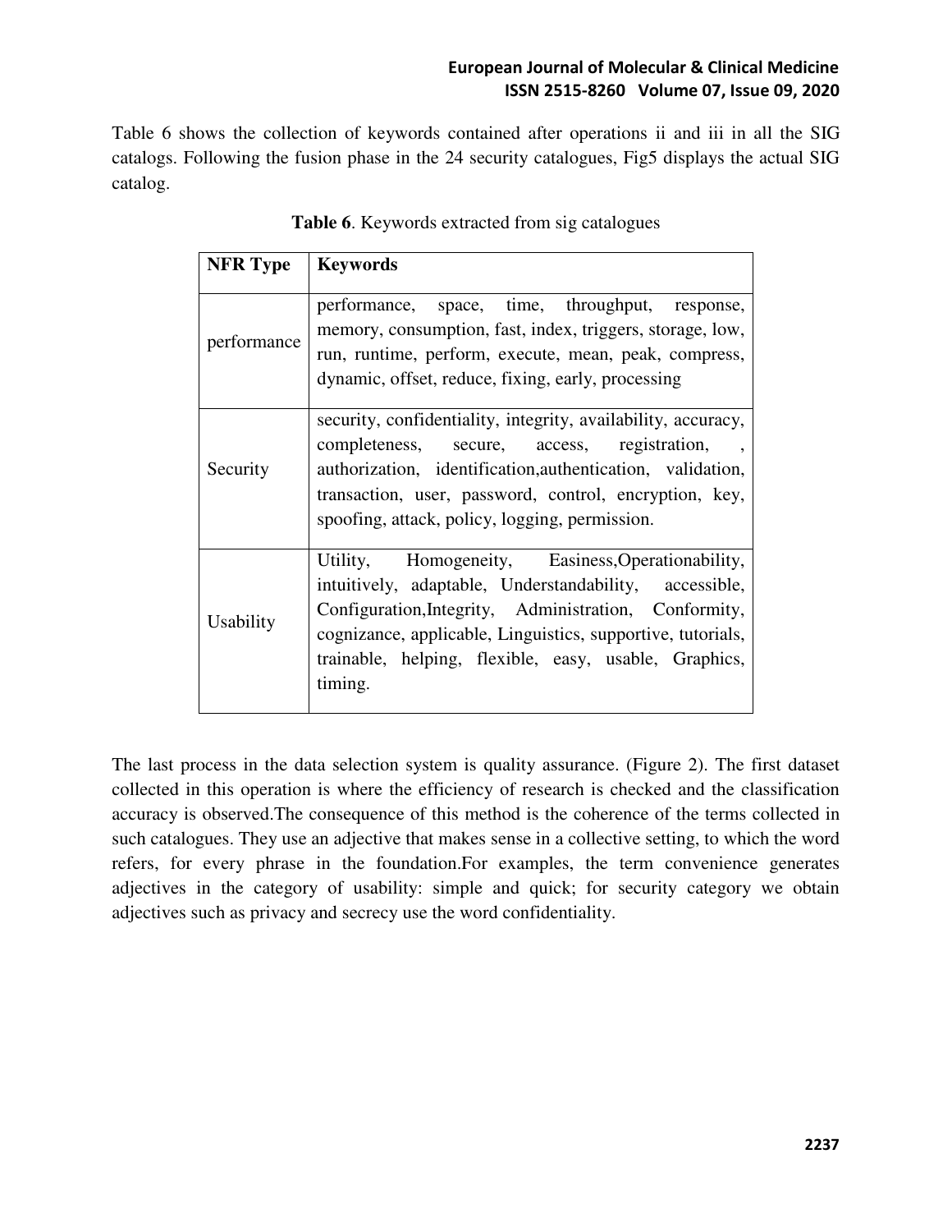Table 6 shows the collection of keywords contained after operations ii and iii in all the SIG catalogs. Following the fusion phase in the 24 security catalogues, Fig5 displays the actual SIG catalog.

**Table 6**. Keywords extracted from sig catalogues

| **NFR Type** | **Keywords** |
|---|---|
| performance | performance, space, time, throughput, response, memory, consumption, fast, index, triggers, storage, low, run, runtime, perform, execute, mean, peak, compress, dynamic, offset, reduce, fixing, early, processing |
| Security | security, confidentiality, integrity, availability, accuracy, completeness, secure, access, registration, , authorization, identification,authentication, validation, transaction, user, password, control, encryption, key, spoofing, attack, policy, logging, permission. |
| Usability | Utility, Homogeneity, Easiness,Operationability, intuitively, adaptable, Understandability, accessible, Configuration,Integrity, Administration, Conformity, cognizance, applicable, Linguistics, supportive, tutorials, trainable, helping, flexible, easy, usable, Graphics, timing. |

The last process in the data selection system is quality assurance. (Figure 2). The first dataset collected in this operation is where the efficiency of research is checked and the classification accuracy is observed.The consequence of this method is the coherence of the terms collected in such catalogues. They use an adjective that makes sense in a collective setting, to which the word refers, for every phrase in the foundation.For examples, the term convenience generates adjectives in the category of usability: simple and quick; for security category we obtain adjectives such as privacy and secrecy use the word confidentiality.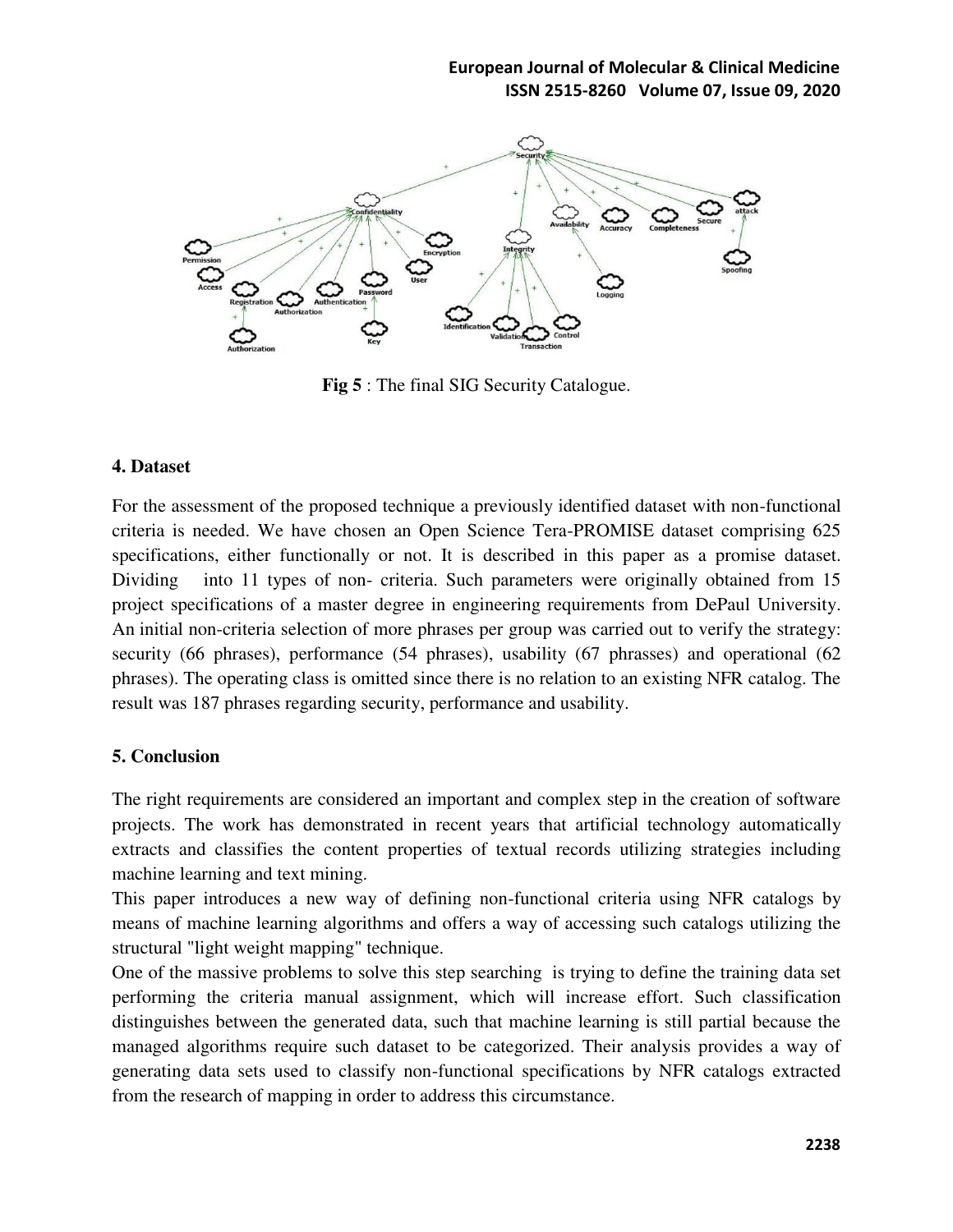**Fig 5** : The final SIG Security Catalogue.

## 4. Dataset

For the assessment of the proposed technique a previously identified dataset with non-functional criteria is needed. We have chosen an Open Science Tera-PROMISE dataset comprising 625 specifications, either functionally or not. It is described in this paper as a promise dataset. Dividing into 11 types of non- criteria. Such parameters were originally obtained from 15 project specifications of a master degree in engineering requirements from DePaul University. An initial non-criteria selection of more phrases per group was carried out to verify the strategy: security (66 phrases), performance (54 phrases), usability (67 phrasses) and operational (62 phrases). The operating class is omitted since there is no relation to an existing NFR catalog. The result was 187 phrases regarding security, performance and usability.

## 5. Conclusion

The right requirements are considered an important and complex step in the creation of software projects. The work has demonstrated in recent years that artificial technology automatically extracts and classifies the content properties of textual records utilizing strategies including machine learning and text mining.

This paper introduces a new way of defining non-functional criteria using NFR catalogs by means of machine learning algorithms and offers a way of accessing such catalogs utilizing the structural "light weight mapping" technique.

One of the massive problems to solve this step searching is trying to define the training data set performing the criteria manual assignment, which will increase effort. Such classification distinguishes between the generated data, such that machine learning is still partial because the managed algorithms require such dataset to be categorized. Their analysis provides a way of generating data sets used to classify non-functional specifications by NFR catalogs extracted from the research of mapping in order to address this circumstance.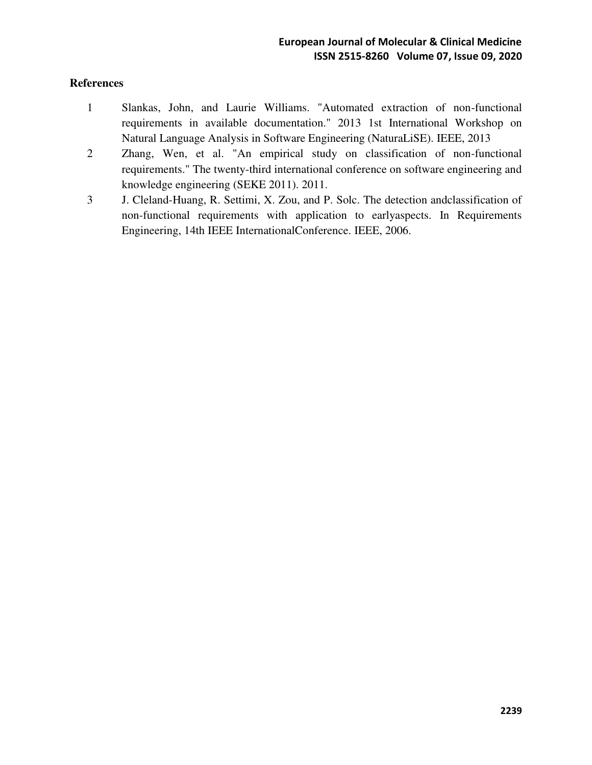**References**

1. Slankas, John, and Laurie Williams. "Automated extraction of non-functional requirements in available documentation." 2013 1st International Workshop on Natural Language Analysis in Software Engineering (NaturaLiSE). IEEE, 2013
2. Zhang, Wen, et al. "An empirical study on classification of non-functional requirements." The twenty-third international conference on software engineering and knowledge engineering (SEKE 2011). 2011.
3. J. Cleland-Huang, R. Settimi, X. Zou, and P. Solc. The detection andclassification of non-functional requirements with application to earlyaspects. In Requirements Engineering, 14th IEEE InternationalConference. IEEE, 2006.